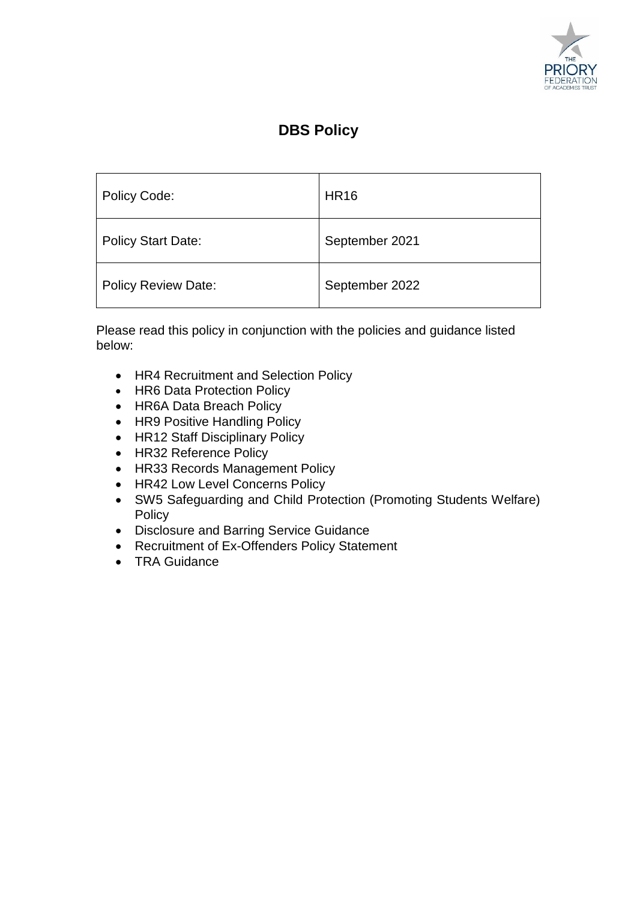# DBS Policy

| Policy Code: | HR16 |
| --- | --- |
| Policy Start Date: | September 2021 |
| Policy Review Date: | September 2022 |

Please read this policy in conjunction with the policies and guidance listed below:

- HR4 Recruitment and Selection Policy
- HR6 Data Protection Policy
- HR6A Data Breach Policy
- HR9 Positive Handling Policy
- HR12 Staff Disciplinary Policy
- HR32 Reference Policy
- HR33 Records Management Policy
- HR42 Low Level Concerns Policy
- SW5 Safeguarding and Child Protection (Promoting Students Welfare) Policy
- Disclosure and Barring Service Guidance
- Recruitment of Ex-Offenders Policy Statement
- TRA Guidance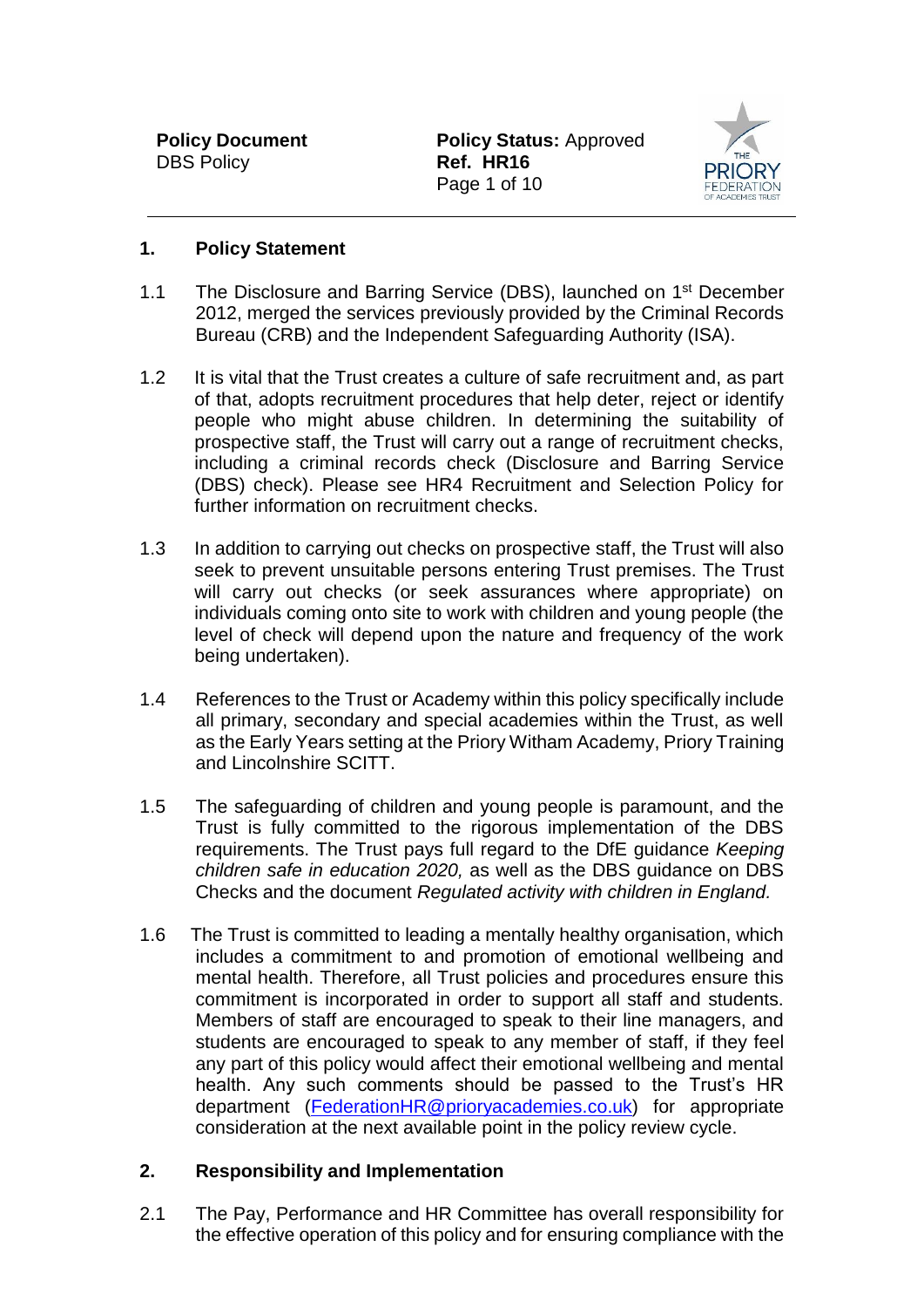## 1. Policy Statement

1.1 The Disclosure and Barring Service (DBS), launched on 1st December 2012, merged the services previously provided by the Criminal Records Bureau (CRB) and the Independent Safeguarding Authority (ISA).

1.2 It is vital that the Trust creates a culture of safe recruitment and, as part of that, adopts recruitment procedures that help deter, reject or identify people who might abuse children. In determining the suitability of prospective staff, the Trust will carry out a range of recruitment checks, including a criminal records check (Disclosure and Barring Service (DBS) check). Please see HR4 Recruitment and Selection Policy for further information on recruitment checks.

1.3 In addition to carrying out checks on prospective staff, the Trust will also seek to prevent unsuitable persons entering Trust premises. The Trust will carry out checks (or seek assurances where appropriate) on individuals coming onto site to work with children and young people (the level of check will depend upon the nature and frequency of the work being undertaken).

1.4 References to the Trust or Academy within this policy specifically include all primary, secondary and special academies within the Trust, as well as the Early Years setting at the Priory Witham Academy, Priory Training and Lincolnshire SCITT.

1.5 The safeguarding of children and young people is paramount, and the Trust is fully committed to the rigorous implementation of the DBS requirements. The Trust pays full regard to the DfE guidance *Keeping children safe in education 2020,* as well as the DBS guidance on DBS Checks and the document *Regulated activity with children in England.*

1.6 The Trust is committed to leading a mentally healthy organisation, which includes a commitment to and promotion of emotional wellbeing and mental health. Therefore, all Trust policies and procedures ensure this commitment is incorporated in order to support all staff and students. Members of staff are encouraged to speak to their line managers, and students are encouraged to speak to any member of staff, if they feel any part of this policy would affect their emotional wellbeing and mental health. Any such comments should be passed to the Trust's HR department (FederationHR@prioryacademies.co.uk) for appropriate consideration at the next available point in the policy review cycle.

## 2. Responsibility and Implementation

2.1 The Pay, Performance and HR Committee has overall responsibility for the effective operation of this policy and for ensuring compliance with the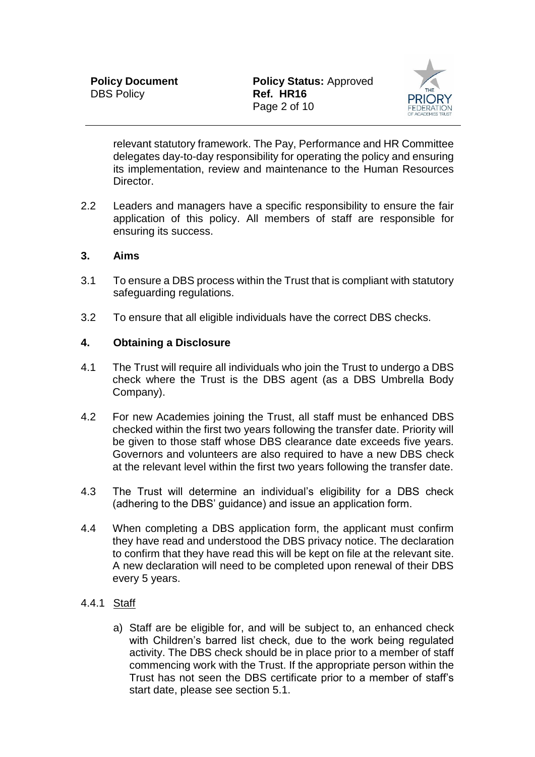relevant statutory framework. The Pay, Performance and HR Committee delegates day-to-day responsibility for operating the policy and ensuring its implementation, review and maintenance to the Human Resources Director.

2.2 Leaders and managers have a specific responsibility to ensure the fair application of this policy. All members of staff are responsible for ensuring its success.

## 3. Aims

3.1 To ensure a DBS process within the Trust that is compliant with statutory safeguarding regulations.

3.2 To ensure that all eligible individuals have the correct DBS checks.

## 4. Obtaining a Disclosure

4.1 The Trust will require all individuals who join the Trust to undergo a DBS check where the Trust is the DBS agent (as a DBS Umbrella Body Company).

4.2 For new Academies joining the Trust, all staff must be enhanced DBS checked within the first two years following the transfer date. Priority will be given to those staff whose DBS clearance date exceeds five years. Governors and volunteers are also required to have a new DBS check at the relevant level within the first two years following the transfer date.

4.3 The Trust will determine an individual's eligibility for a DBS check (adhering to the DBS' guidance) and issue an application form.

4.4 When completing a DBS application form, the applicant must confirm they have read and understood the DBS privacy notice. The declaration to confirm that they have read this will be kept on file at the relevant site. A new declaration will need to be completed upon renewal of their DBS every 5 years.

4.4.1 Staff

a) Staff are be eligible for, and will be subject to, an enhanced check with Children's barred list check, due to the work being regulated activity. The DBS check should be in place prior to a member of staff commencing work with the Trust. If the appropriate person within the Trust has not seen the DBS certificate prior to a member of staff's start date, please see section 5.1.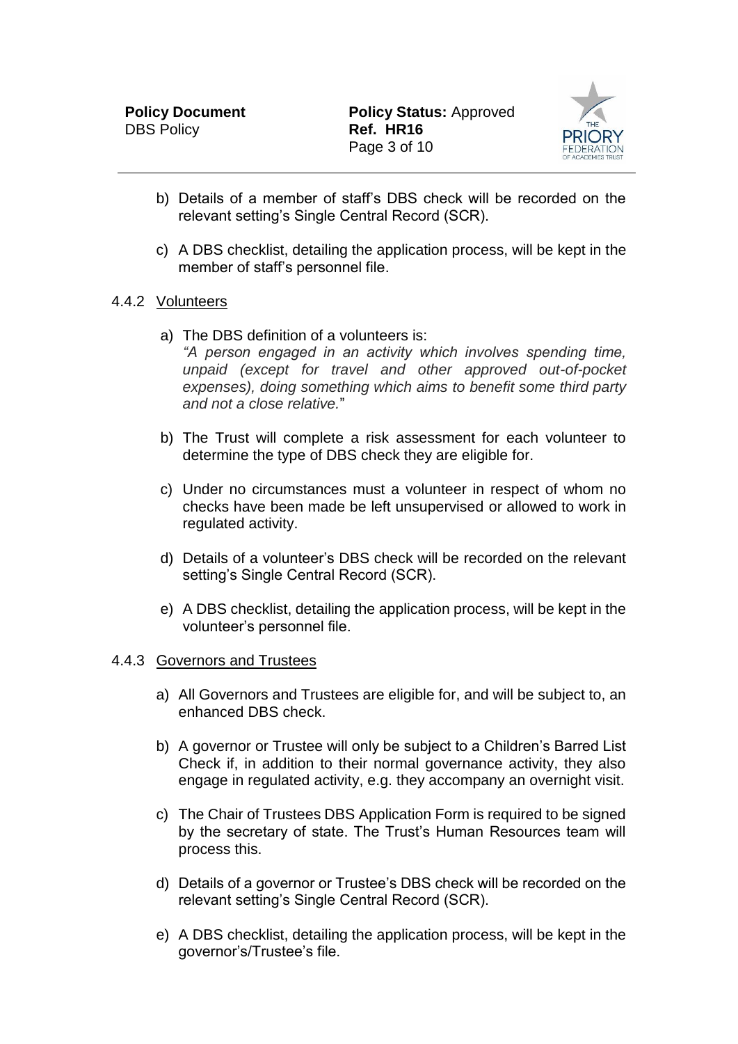b) Details of a member of staff's DBS check will be recorded on the relevant setting's Single Central Record (SCR).

c) A DBS checklist, detailing the application process, will be kept in the member of staff's personnel file.

#### 4.4.2 Volunteers

a) The DBS definition of a volunteers is:
*"A person engaged in an activity which involves spending time, unpaid (except for travel and other approved out-of-pocket expenses), doing something which aims to benefit some third party and not a close relative.*"

b) The Trust will complete a risk assessment for each volunteer to determine the type of DBS check they are eligible for.

c) Under no circumstances must a volunteer in respect of whom no checks have been made be left unsupervised or allowed to work in regulated activity.

d) Details of a volunteer's DBS check will be recorded on the relevant setting's Single Central Record (SCR).

e) A DBS checklist, detailing the application process, will be kept in the volunteer's personnel file.

#### 4.4.3 Governors and Trustees

a) All Governors and Trustees are eligible for, and will be subject to, an enhanced DBS check.

b) A governor or Trustee will only be subject to a Children's Barred List Check if, in addition to their normal governance activity, they also engage in regulated activity, e.g. they accompany an overnight visit.

c) The Chair of Trustees DBS Application Form is required to be signed by the secretary of state. The Trust's Human Resources team will process this.

d) Details of a governor or Trustee's DBS check will be recorded on the relevant setting's Single Central Record (SCR).

e) A DBS checklist, detailing the application process, will be kept in the governor's/Trustee's file.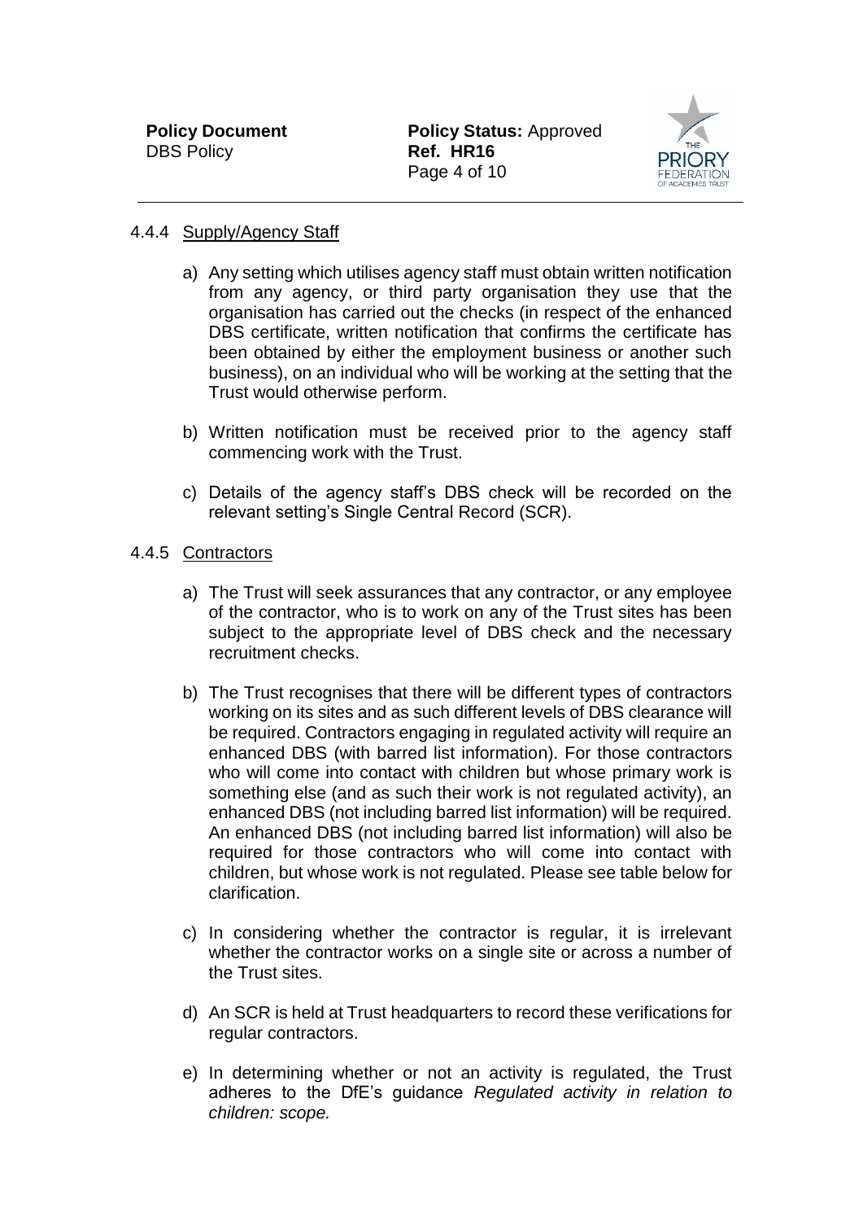#### 4.4.4 Supply/Agency Staff

a) Any setting which utilises agency staff must obtain written notification from any agency, or third party organisation they use that the organisation has carried out the checks (in respect of the enhanced DBS certificate, written notification that confirms the certificate has been obtained by either the employment business or another such business), on an individual who will be working at the setting that the Trust would otherwise perform.

b) Written notification must be received prior to the agency staff commencing work with the Trust.

c) Details of the agency staff's DBS check will be recorded on the relevant setting's Single Central Record (SCR).

#### 4.4.5 Contractors

a) The Trust will seek assurances that any contractor, or any employee of the contractor, who is to work on any of the Trust sites has been subject to the appropriate level of DBS check and the necessary recruitment checks.

b) The Trust recognises that there will be different types of contractors working on its sites and as such different levels of DBS clearance will be required. Contractors engaging in regulated activity will require an enhanced DBS (with barred list information). For those contractors who will come into contact with children but whose primary work is something else (and as such their work is not regulated activity), an enhanced DBS (not including barred list information) will be required. An enhanced DBS (not including barred list information) will also be required for those contractors who will come into contact with children, but whose work is not regulated. Please see table below for clarification.

c) In considering whether the contractor is regular, it is irrelevant whether the contractor works on a single site or across a number of the Trust sites.

d) An SCR is held at Trust headquarters to record these verifications for regular contractors.

e) In determining whether or not an activity is regulated, the Trust adheres to the DfE's guidance *Regulated activity in relation to children: scope.*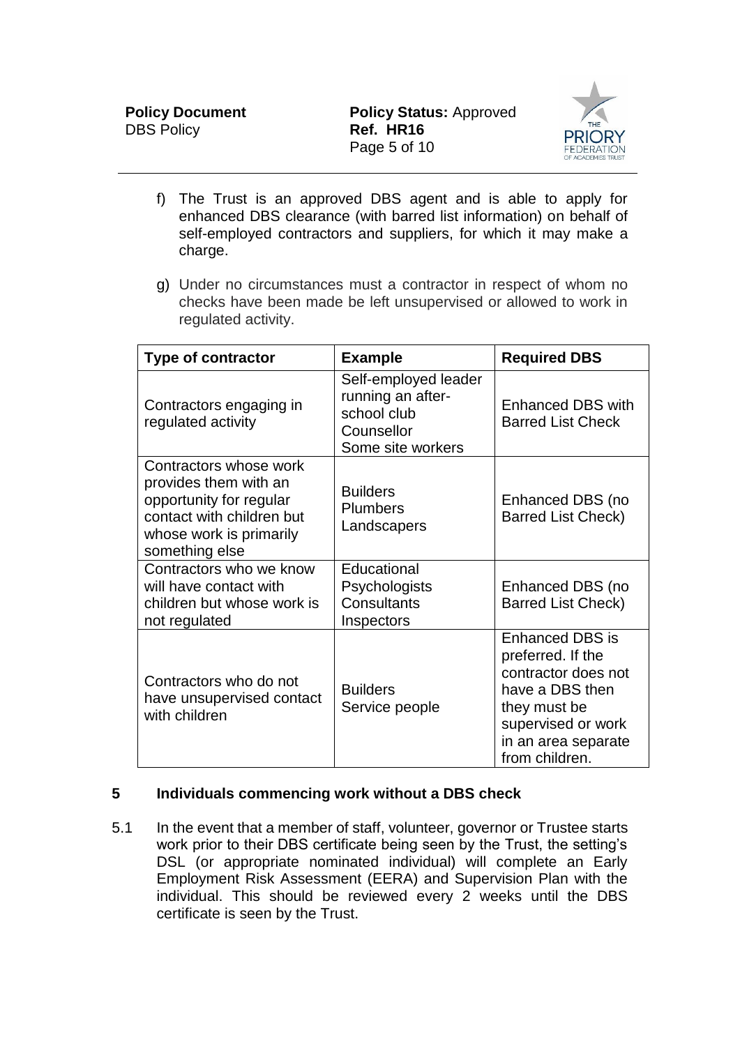f) The Trust is an approved DBS agent and is able to apply for enhanced DBS clearance (with barred list information) on behalf of self-employed contractors and suppliers, for which it may make a charge.

g) Under no circumstances must a contractor in respect of whom no checks have been made be left unsupervised or allowed to work in regulated activity.

| Type of contractor | Example | Required DBS |
|---|---|---|
| Contractors engaging in regulated activity | Self-employed leader running an after-school club<br>Counsellor<br>Some site workers | Enhanced DBS with Barred List Check |
| Contractors whose work provides them with an opportunity for regular contact with children but whose work is primarily something else | Builders<br>Plumbers<br>Landscapers | Enhanced DBS (no Barred List Check) |
| Contractors who we know will have contact with children but whose work is not regulated | Educational Psychologists<br>Consultants<br>Inspectors | Enhanced DBS (no Barred List Check) |
| Contractors who do not have unsupervised contact with children | Builders<br>Service people | Enhanced DBS is preferred. If the contractor does not have a DBS then they must be supervised or work in an area separate from children. |

## 5 Individuals commencing work without a DBS check

5.1 In the event that a member of staff, volunteer, governor or Trustee starts work prior to their DBS certificate being seen by the Trust, the setting's DSL (or appropriate nominated individual) will complete an Early Employment Risk Assessment (EERA) and Supervision Plan with the individual. This should be reviewed every 2 weeks until the DBS certificate is seen by the Trust.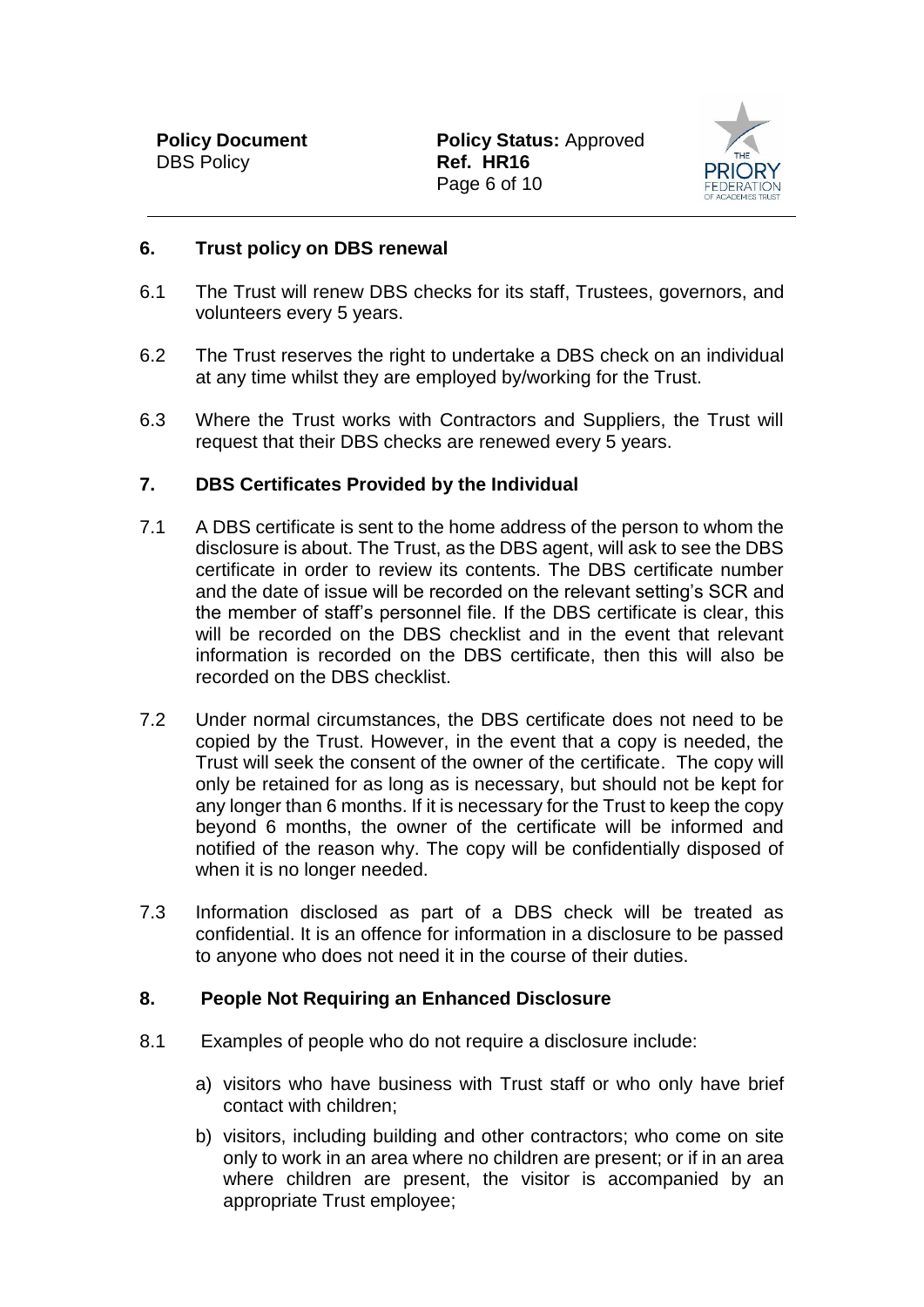## 6. Trust policy on DBS renewal

6.1 The Trust will renew DBS checks for its staff, Trustees, governors, and volunteers every 5 years.

6.2 The Trust reserves the right to undertake a DBS check on an individual at any time whilst they are employed by/working for the Trust.

6.3 Where the Trust works with Contractors and Suppliers, the Trust will request that their DBS checks are renewed every 5 years.

## 7. DBS Certificates Provided by the Individual

7.1 A DBS certificate is sent to the home address of the person to whom the disclosure is about. The Trust, as the DBS agent, will ask to see the DBS certificate in order to review its contents. The DBS certificate number and the date of issue will be recorded on the relevant setting's SCR and the member of staff's personnel file. If the DBS certificate is clear, this will be recorded on the DBS checklist and in the event that relevant information is recorded on the DBS certificate, then this will also be recorded on the DBS checklist.

7.2 Under normal circumstances, the DBS certificate does not need to be copied by the Trust. However, in the event that a copy is needed, the Trust will seek the consent of the owner of the certificate. The copy will only be retained for as long as is necessary, but should not be kept for any longer than 6 months. If it is necessary for the Trust to keep the copy beyond 6 months, the owner of the certificate will be informed and notified of the reason why. The copy will be confidentially disposed of when it is no longer needed.

7.3 Information disclosed as part of a DBS check will be treated as confidential. It is an offence for information in a disclosure to be passed to anyone who does not need it in the course of their duties.

## 8. People Not Requiring an Enhanced Disclosure

8.1 Examples of people who do not require a disclosure include:

a) visitors who have business with Trust staff or who only have brief contact with children;

b) visitors, including building and other contractors; who come on site only to work in an area where no children are present; or if in an area where children are present, the visitor is accompanied by an appropriate Trust employee;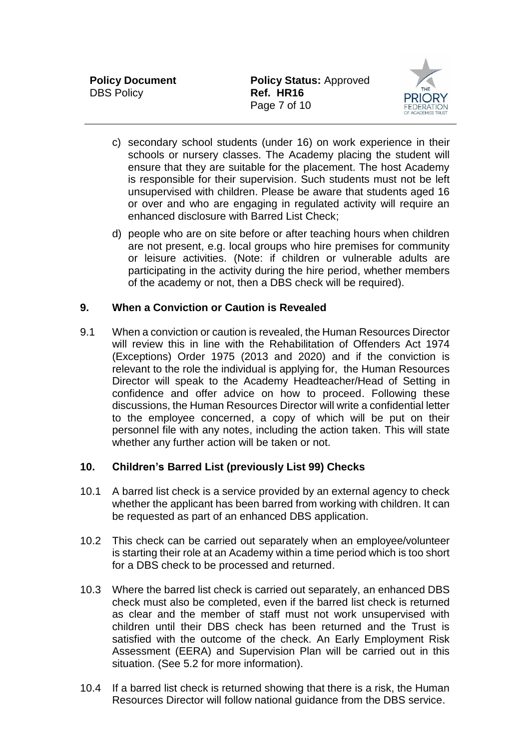c) secondary school students (under 16) on work experience in their schools or nursery classes. The Academy placing the student will ensure that they are suitable for the placement. The host Academy is responsible for their supervision. Such students must not be left unsupervised with children. Please be aware that students aged 16 or over and who are engaging in regulated activity will require an enhanced disclosure with Barred List Check;

d) people who are on site before or after teaching hours when children are not present, e.g. local groups who hire premises for community or leisure activities. (Note: if children or vulnerable adults are participating in the activity during the hire period, whether members of the academy or not, then a DBS check will be required).

## 9. When a Conviction or Caution is Revealed

9.1 When a conviction or caution is revealed, the Human Resources Director will review this in line with the Rehabilitation of Offenders Act 1974 (Exceptions) Order 1975 (2013 and 2020) and if the conviction is relevant to the role the individual is applying for, the Human Resources Director will speak to the Academy Headteacher/Head of Setting in confidence and offer advice on how to proceed. Following these discussions, the Human Resources Director will write a confidential letter to the employee concerned, a copy of which will be put on their personnel file with any notes, including the action taken. This will state whether any further action will be taken or not.

## 10. Children's Barred List (previously List 99) Checks

10.1 A barred list check is a service provided by an external agency to check whether the applicant has been barred from working with children. It can be requested as part of an enhanced DBS application.

10.2 This check can be carried out separately when an employee/volunteer is starting their role at an Academy within a time period which is too short for a DBS check to be processed and returned.

10.3 Where the barred list check is carried out separately, an enhanced DBS check must also be completed, even if the barred list check is returned as clear and the member of staff must not work unsupervised with children until their DBS check has been returned and the Trust is satisfied with the outcome of the check. An Early Employment Risk Assessment (EERA) and Supervision Plan will be carried out in this situation. (See 5.2 for more information).

10.4 If a barred list check is returned showing that there is a risk, the Human Resources Director will follow national guidance from the DBS service.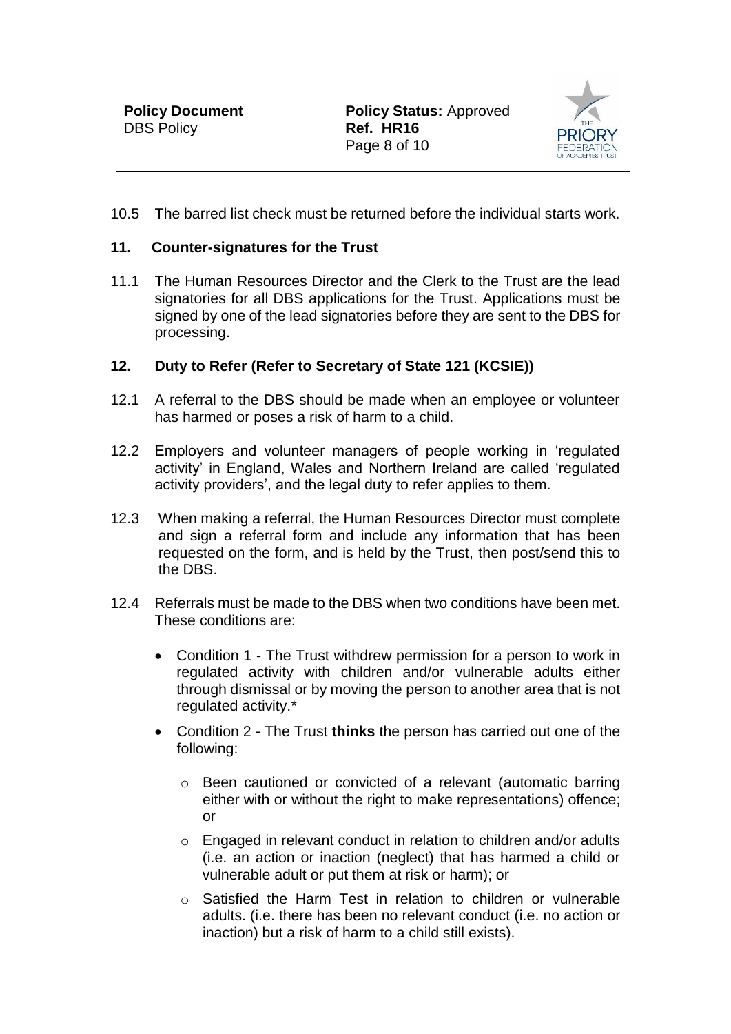10.5 The barred list check must be returned before the individual starts work.

## 11. Counter-signatures for the Trust

11.1 The Human Resources Director and the Clerk to the Trust are the lead signatories for all DBS applications for the Trust. Applications must be signed by one of the lead signatories before they are sent to the DBS for processing.

## 12. Duty to Refer (Refer to Secretary of State 121 (KCSIE))

12.1 A referral to the DBS should be made when an employee or volunteer has harmed or poses a risk of harm to a child.

12.2 Employers and volunteer managers of people working in 'regulated activity' in England, Wales and Northern Ireland are called 'regulated activity providers', and the legal duty to refer applies to them.

12.3 When making a referral, the Human Resources Director must complete and sign a referral form and include any information that has been requested on the form, and is held by the Trust, then post/send this to the DBS.

12.4 Referrals must be made to the DBS when two conditions have been met. These conditions are:

- Condition 1 - The Trust withdrew permission for a person to work in regulated activity with children and/or vulnerable adults either through dismissal or by moving the person to another area that is not regulated activity.*
- Condition 2 - The Trust **thinks** the person has carried out one of the following:
  - Been cautioned or convicted of a relevant (automatic barring either with or without the right to make representations) offence; or
  - Engaged in relevant conduct in relation to children and/or adults (i.e. an action or inaction (neglect) that has harmed a child or vulnerable adult or put them at risk or harm); or
  - Satisfied the Harm Test in relation to children or vulnerable adults. (i.e. there has been no relevant conduct (i.e. no action or inaction) but a risk of harm to a child still exists).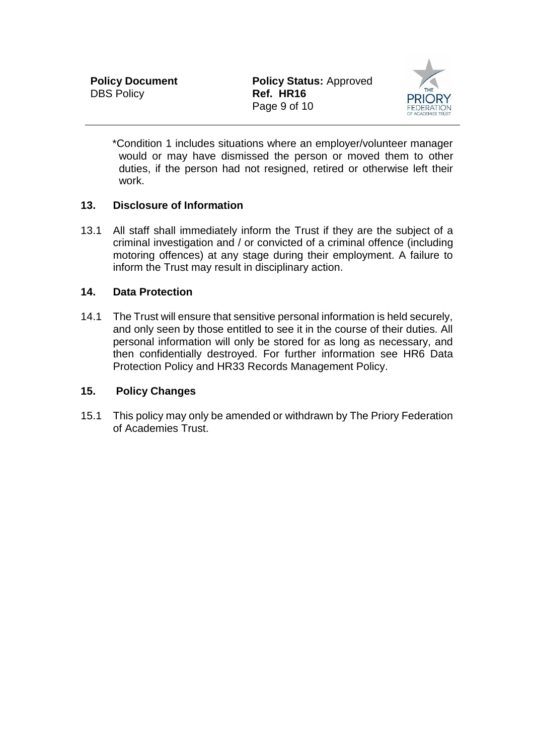*Condition 1 includes situations where an employer/volunteer manager would or may have dismissed the person or moved them to other duties, if the person had not resigned, retired or otherwise left their work.

## 13. Disclosure of Information

13.1 All staff shall immediately inform the Trust if they are the subject of a criminal investigation and / or convicted of a criminal offence (including motoring offences) at any stage during their employment. A failure to inform the Trust may result in disciplinary action.

## 14. Data Protection

14.1 The Trust will ensure that sensitive personal information is held securely, and only seen by those entitled to see it in the course of their duties. All personal information will only be stored for as long as necessary, and then confidentially destroyed. For further information see HR6 Data Protection Policy and HR33 Records Management Policy.

## 15. Policy Changes

15.1 This policy may only be amended or withdrawn by The Priory Federation of Academies Trust.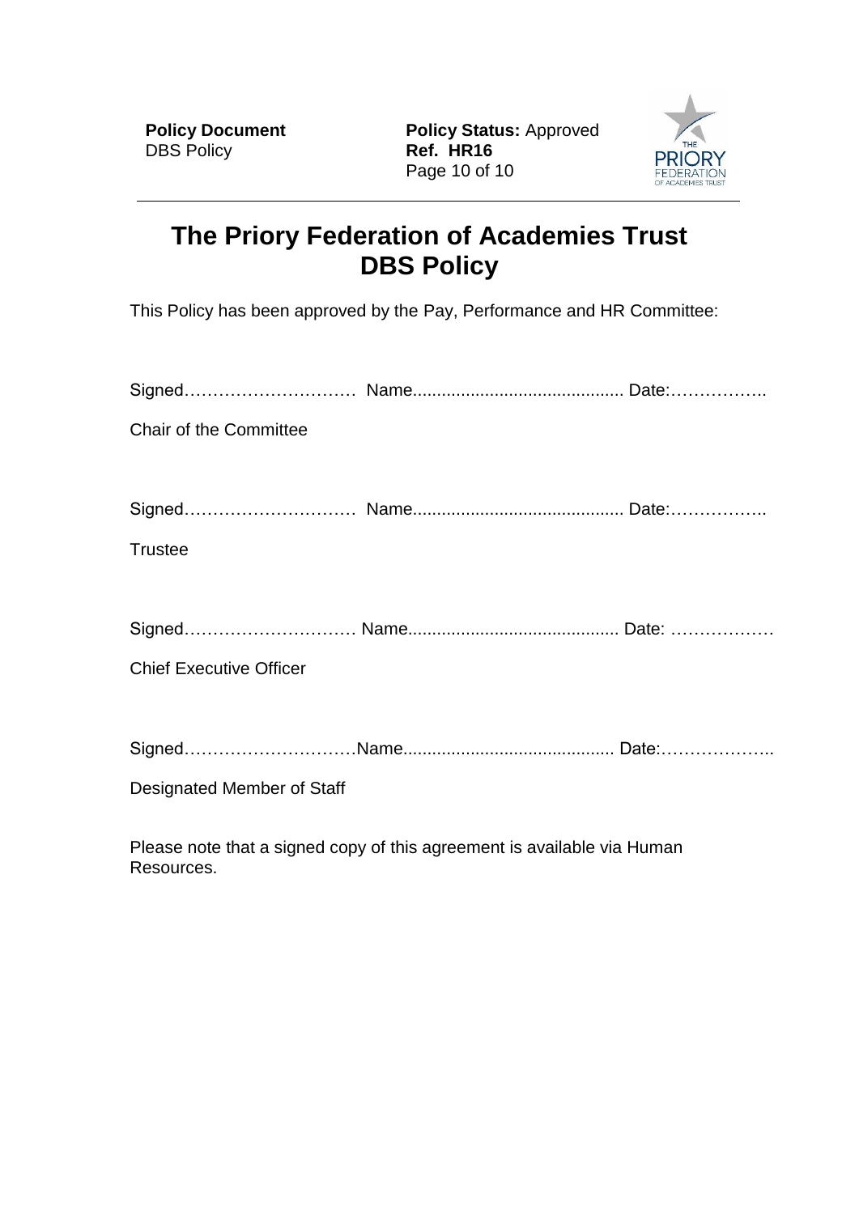# The Priory Federation of Academies Trust
# DBS Policy

This Policy has been approved by the Pay, Performance and HR Committee:

Signed………………………… Name........................................... Date:……………..

Chair of the Committee

Signed………………………… Name........................................... Date:……………..

Trustee

Signed………………………… Name........................................... Date: ………………

Chief Executive Officer

Signed…………………………Name........................................... Date:………………..

Designated Member of Staff

Please note that a signed copy of this agreement is available via Human Resources.